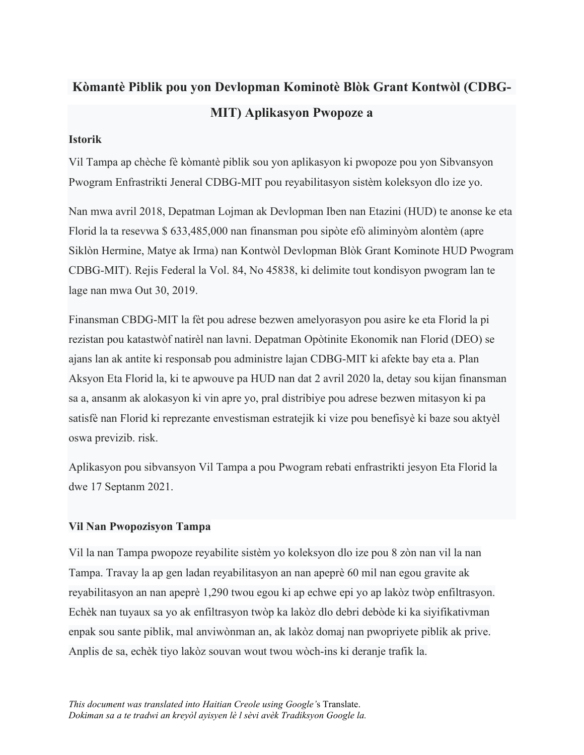# Kòmantè Piblik pou yon Devlopman Kominotè Blòk Grant Kontwòl (CDBG-MIT) Aplikasyon Pwopoze a

**Istorik**

Vil Tampa ap chèche fè kòmantè piblik sou yon aplikasyon ki pwopoze pou yon Sibvansyon Pwogram Enfrastrikti Jeneral CDBG-MIT pou reyabilitasyon sistèm koleksyon dlo ize yo.

Nan mwa avril 2018, Depatman Lojman ak Devlopman Iben nan Etazini (HUD) te anonse ke eta Florid la ta resevwa $ 633,485,000 nan finansman pou sipòte efò aliminyòm alontèm (apre Siklòn Hermine, Matye ak Irma) nan Kontwòl Devlopman Blòk Grant Kominote HUD Pwogram CDBG-MIT). Rejis Federal la Vol. 84, No 45838, ki delimite tout kondisyon pwogram lan te lage nan mwa Out 30, 2019.

Finansman CBDG-MIT la fèt pou adrese bezwen amelyorasyon pou asire ke eta Florid la pi rezistan pou katastwòf natirèl nan lavni. Depatman Opòtinite Ekonomik nan Florid (DEO) se ajans lan ak antite ki responsab pou administre lajan CDBG-MIT ki afekte bay eta a. Plan Aksyon Eta Florid la, ki te apwouve pa HUD nan dat 2 avril 2020 la, detay sou kijan finansman sa a, ansanm ak alokasyon ki vin apre yo, pral distribiye pou adrese bezwen mitasyon ki pa satisfè nan Florid ki reprezante envestisman estratejik ki vize pou benefisyè ki baze sou aktyèl oswa previzib. risk.

Aplikasyon pou sibvansyon Vil Tampa a pou Pwogram rebati enfrastrikti jesyon Eta Florid la dwe 17 Septanm 2021.

**Vil Nan Pwopozisyon Tampa**

Vil la nan Tampa pwopoze reyabilite sistèm yo koleksyon dlo ize pou 8 zòn nan vil la nan Tampa. Travay la ap gen ladan reyabilitasyon an nan apeprè 60 mil nan egou gravite ak reyabilitasyon an nan apeprè 1,290 twou egou ki ap echwe epi yo ap lakòz twòp enfiltrasyon. Echèk nan tuyaux sa yo ak enfiltrasyon twòp ka lakòz dlo debri debòde ki ka siyifikativman enpak sou sante piblik, mal anviwònman an, ak lakòz domaj nan pwopriyete piblik ak prive. Anplis de sa, echèk tiyo lakòz souvan wout twou wòch-ins ki deranje trafik la.

*This document was translated into Haitian Creole using Google's* Translate.
*Dokiman sa a te tradwi an kreyòl ayisyen lè l sèvi avèk Tradiksyon Google la.*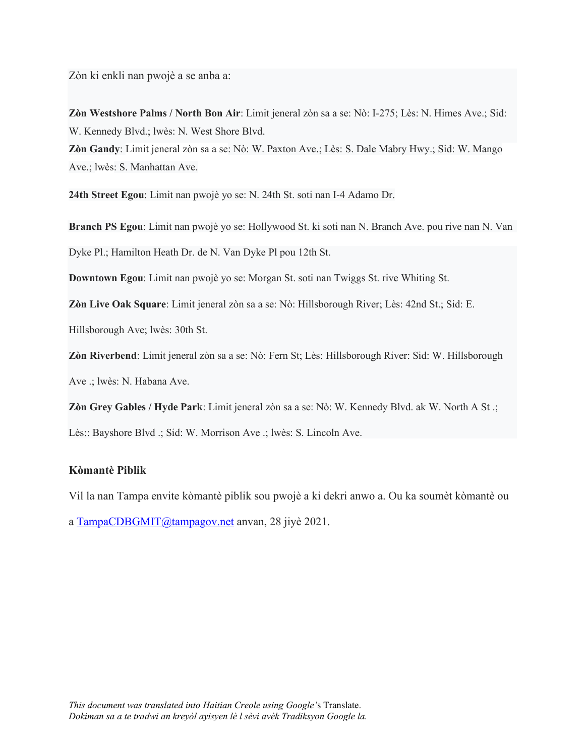Zòn ki enkli nan pwojè a se anba a:

**Zòn Westshore Palms / North Bon Air**: Limit jeneral zòn sa a se: Nò: I-275; Lès: N. Himes Ave.; Sid: W. Kennedy Blvd.; lwès: N. West Shore Blvd.

**Zòn Gandy**: Limit jeneral zòn sa a se: Nò: W. Paxton Ave.; Lès: S. Dale Mabry Hwy.; Sid: W. Mango Ave.; lwès: S. Manhattan Ave.

**24th Street Egou**: Limit nan pwojè yo se: N. 24th St. soti nan I-4 Adamo Dr.

**Branch PS Egou**: Limit nan pwojè yo se: Hollywood St. ki soti nan N. Branch Ave. pou rive nan N. Van Dyke Pl.; Hamilton Heath Dr. de N. Van Dyke Pl pou 12th St.

**Downtown Egou**: Limit nan pwojè yo se: Morgan St. soti nan Twiggs St. rive Whiting St.

**Zòn Live Oak Square**: Limit jeneral zòn sa a se: Nò: Hillsborough River; Lès: 42nd St.; Sid: E. Hillsborough Ave; lwès: 30th St.

**Zòn Riverbend**: Limit jeneral zòn sa a se: Nò: Fern St; Lès: Hillsborough River: Sid: W. Hillsborough Ave .; lwès: N. Habana Ave.

**Zòn Grey Gables / Hyde Park**: Limit jeneral zòn sa a se: Nò: W. Kennedy Blvd. ak W. North A St .; Lès:: Bayshore Blvd .; Sid: W. Morrison Ave .; lwès: S. Lincoln Ave.

**Kòmantè Piblik**

Vil la nan Tampa envite kòmantè piblik sou pwojè a ki dekri anwo a. Ou ka soumèt kòmantè ou a TampaCDBGMIT@tampagov.net anvan, 28 jiyè 2021.

*This document was translated into Haitian Creole using Google's* Translate.
*Dokiman sa a te tradwi an kreyòl ayisyen lè l sèvi avèk Tradiksyon Google la.*